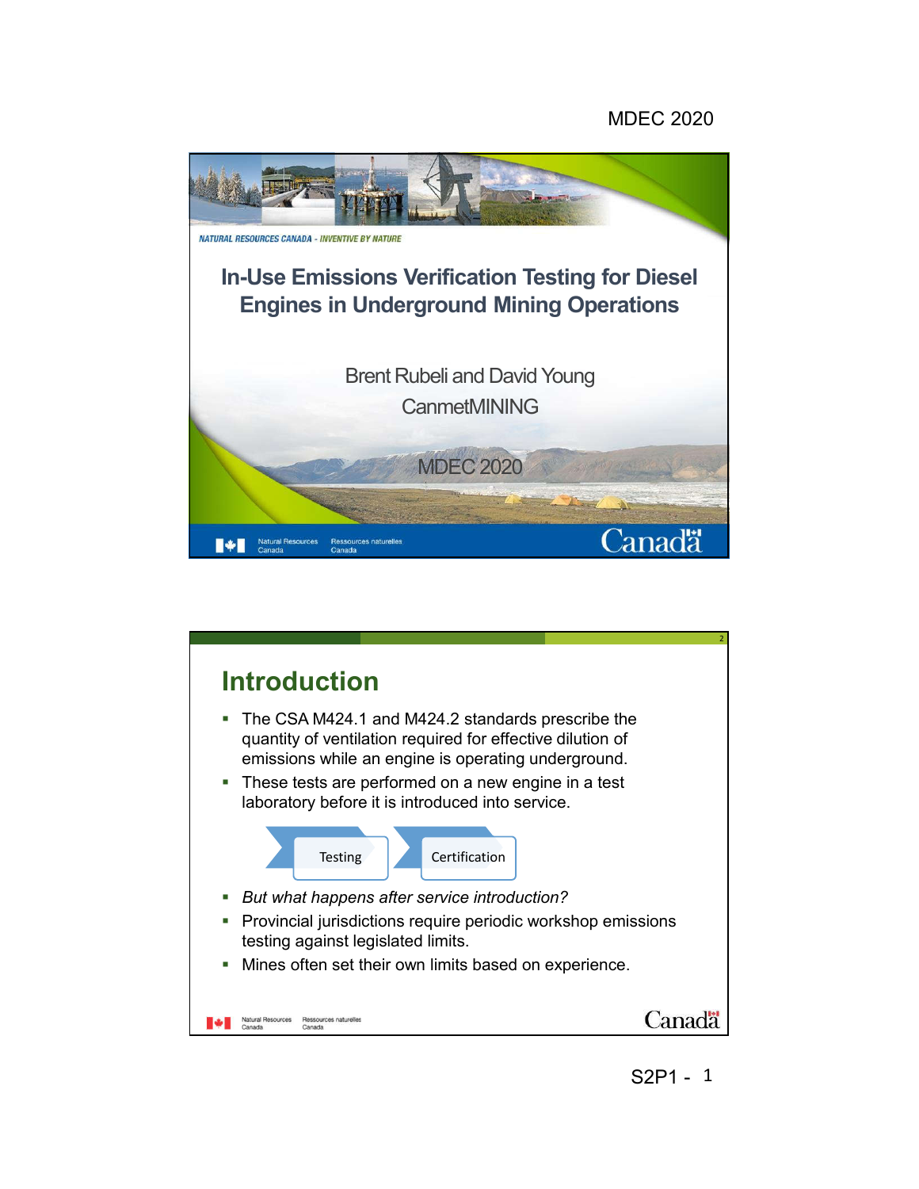# In-Use Emissions Verification Testing for Diesel Engines in Underground Mining Operations

Brent Rubeli and David Young

CanmetMINING

MDEC 2020

## Introduction

- The CSA M424.1 and M424.2 standards prescribe the quantity of ventilation required for effective dilution of emissions while an engine is operating underground.
- These tests are performed on a new engine in a test laboratory before it is introduced into service.

Testing → Certification

- *But what happens after service introduction?*
- Provincial jurisdictions require periodic workshop emissions testing against legislated limits.
- Mines often set their own limits based on experience.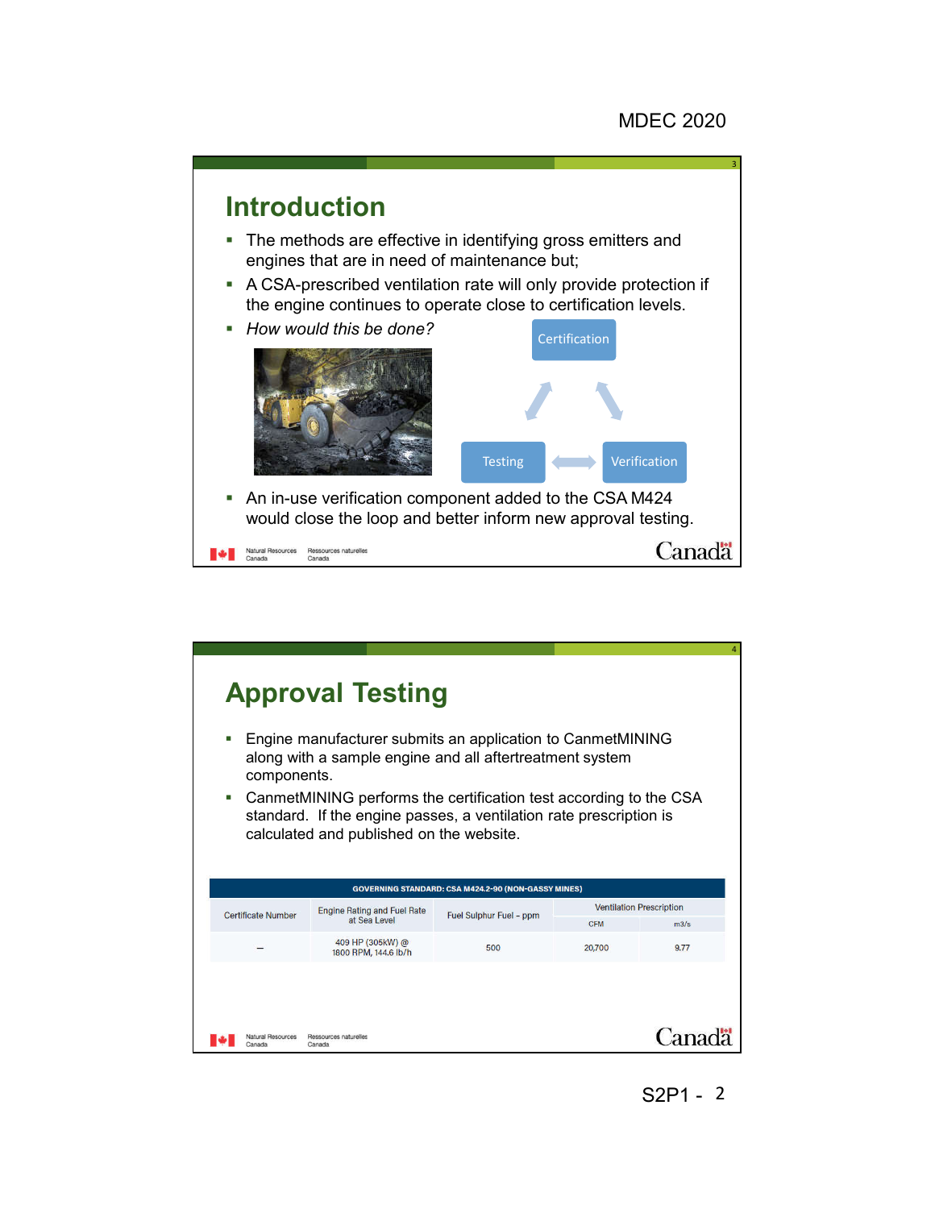## Introduction

- The methods are effective in identifying gross emitters and engines that are in need of maintenance but;
- A CSA-prescribed ventilation rate will only provide protection if the engine continues to operate close to certification levels.
- *How would this be done?*

Certification

Testing

Verification

- An in-use verification component added to the CSA M424 would close the loop and better inform new approval testing.

## Approval Testing

- Engine manufacturer submits an application to CanmetMINING along with a sample engine and all aftertreatment system components.
- CanmetMINING performs the certification test according to the CSA standard. If the engine passes, a ventilation rate prescription is calculated and published on the website.

| GOVERNING STANDARD: CSA M424.2-90 (NON-GASSY MINES) | | | | |
|---|---|---|---|---|
| Certificate Number | Engine Rating and Fuel Rate at Sea Level | Fuel Sulphur Fuel – ppm | Ventilation Prescription | |
| | | | CFM | m3/s |
| – | 409 HP (305kW) @ 1800 RPM, 144.6 lb/h | 500 | 20,700 | 9.77 |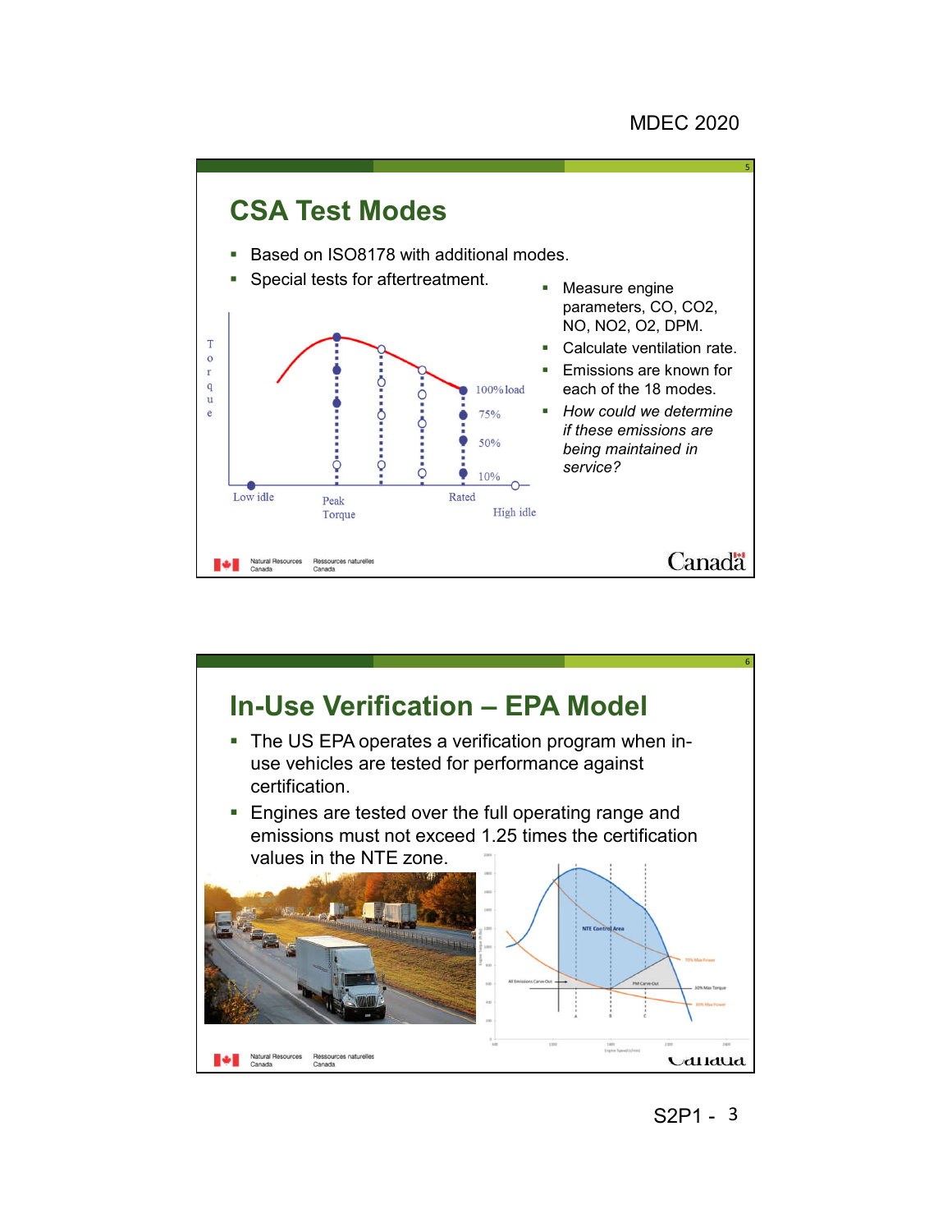## CSA Test Modes

- Based on ISO8178 with additional modes.
- Special tests for aftertreatment.

Torque

100% load

75%

50%

10%

Low idle

Peak Torque

Rated

High idle

- Measure engine parameters, CO, $CO_2$, NO, $NO_2$, $O_2$, DPM.
- Calculate ventilation rate.
- Emissions are known for each of the 18 modes.
- *How could we determine if these emissions are being maintained in service?*

## In-Use Verification – EPA Model

- The US EPA operates a verification program when in-use vehicles are tested for performance against certification.
- Engines are tested over the full operating range and emissions must not exceed 1.25 times the certification values in the NTE zone.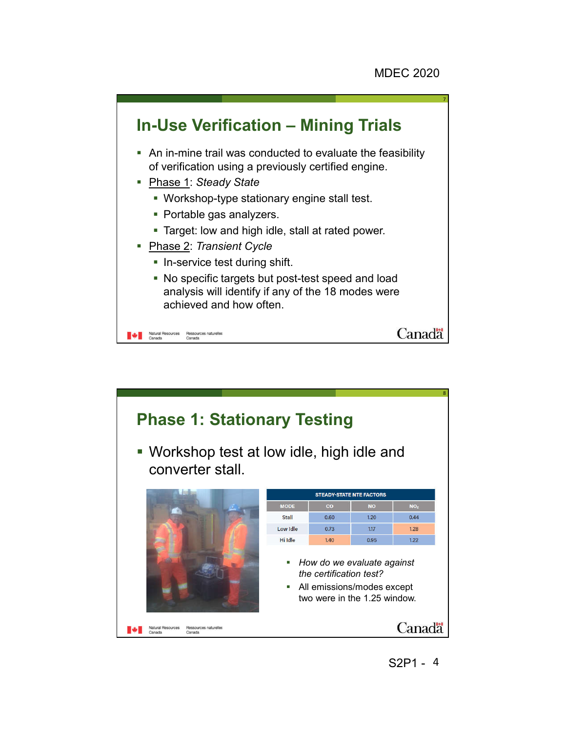## In-Use Verification – Mining Trials

- An in-mine trail was conducted to evaluate the feasibility of verification using a previously certified engine.
- Phase 1: *Steady State*
  - Workshop-type stationary engine stall test.
  - Portable gas analyzers.
  - Target: low and high idle, stall at rated power.
- Phase 2: *Transient Cycle*
  - In-service test during shift.
  - No specific targets but post-test speed and load analysis will identify if any of the 18 modes were achieved and how often.

## Phase 1: Stationary Testing

- Workshop test at low idle, high idle and converter stall.

| STEADY-STATE NTE FACTORS | | | |
|---|---|---|---|
| MODE | CO | NO | $NO_2$ |
| Stall | 0.60 | 1.20 | 0.44 |
| Low Idle | 0.73 | 1.17 | 1.28 |
| Hi Idle | 1.40 | 0.95 | 1.22 |

- *How do we evaluate against the certification test?*
- All emissions/modes except two were in the 1.25 window.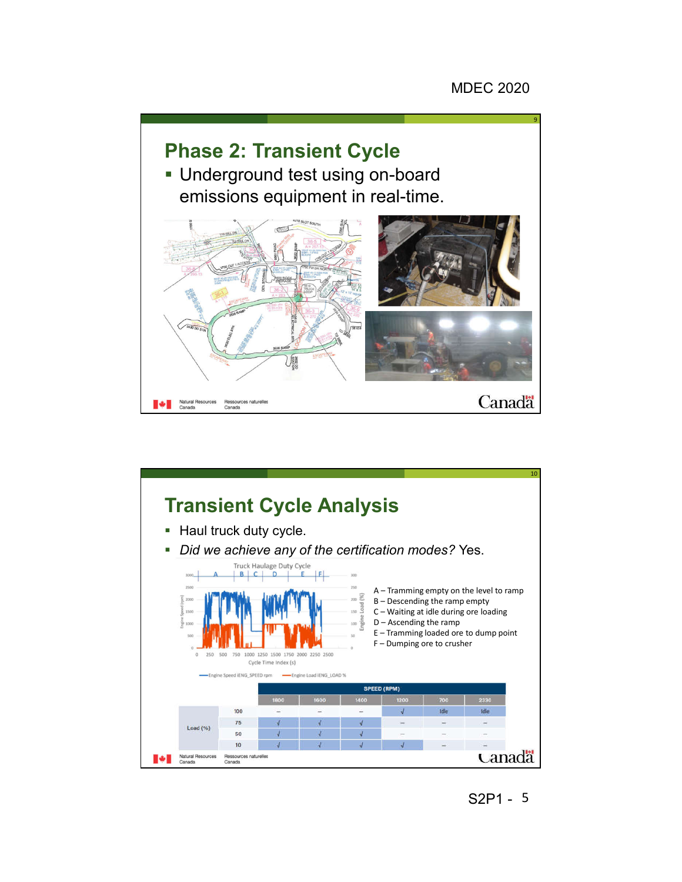## Phase 2: Transient Cycle

- Underground test using on-board emissions equipment in real-time.

## Transient Cycle Analysis

- Haul truck duty cycle.
- *Did we achieve any of the certification modes?* Yes.

Truck Haulage Duty Cycle

A – Tramming empty on the level to ramp
B – Descending the ramp empty
C – Waiting at idle during ore loading
D – Ascending the ramp
E – Tramming loaded ore to dump point
F – Dumping ore to crusher

Engine Speed iENG_SPEED rpm — Engine Load iENG_LOAD %

| | | SPEED (RPM) | | | | | |
|---|---|---|---|---|---|---|---|
| | | 1800 | 1600 | 1400 | 1200 | 700 | 2330 |
| Load (%) | 100 | – | – | – | √ | Idle | Idle |
| | 75 | √ | √ | √ | – | – | – |
| | 50 | √ | √ | √ | – | – | – |
| | 10 | √ | √ | √ | √ | – | – |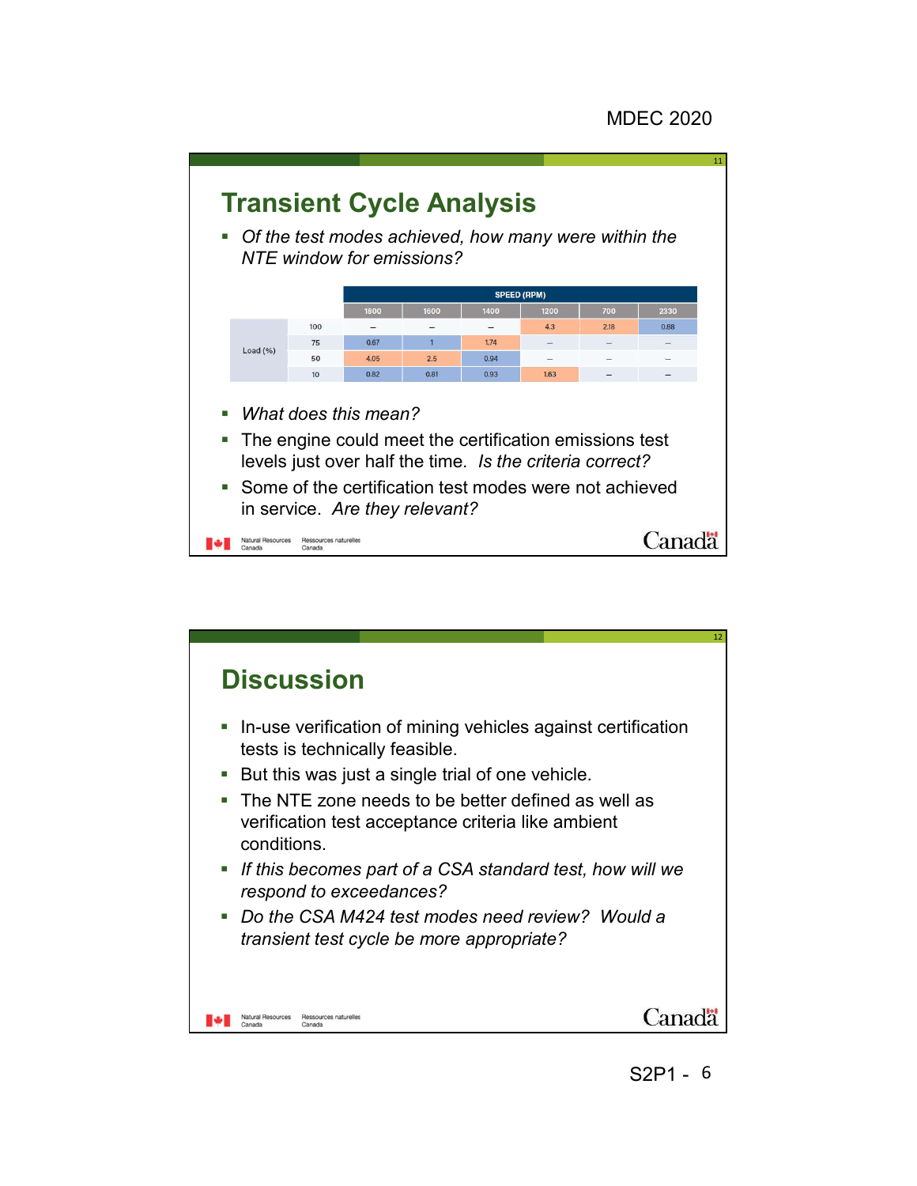## Transient Cycle Analysis

- *Of the test modes achieved, how many were within the NTE window for emissions?*

| | | SPEED (RPM) | | | | | |
|---|---|---|---|---|---|---|---|
| | | 1800 | 1600 | 1400 | 1200 | 700 | 2330 |
| Load (%) | 100 | – | – | – | 4.3 | 2.18 | 0.88 |
| | 75 | 0.67 | 1 | 1.74 | – | – | – |
| | 50 | 4.05 | 2.5 | 0.94 | – | – | – |
| | 10 | 0.82 | 0.81 | 0.93 | 1.63 | – | – |

- *What does this mean?*
- The engine could meet the certification emissions test levels just over half the time. *Is the criteria correct?*
- Some of the certification test modes were not achieved in service. *Are they relevant?*

## Discussion

- In-use verification of mining vehicles against certification tests is technically feasible.
- But this was just a single trial of one vehicle.
- The NTE zone needs to be better defined as well as verification test acceptance criteria like ambient conditions.
- *If this becomes part of a CSA standard test, how will we respond to exceedances?*
- *Do the CSA M424 test modes need review? Would a transient test cycle be more appropriate?*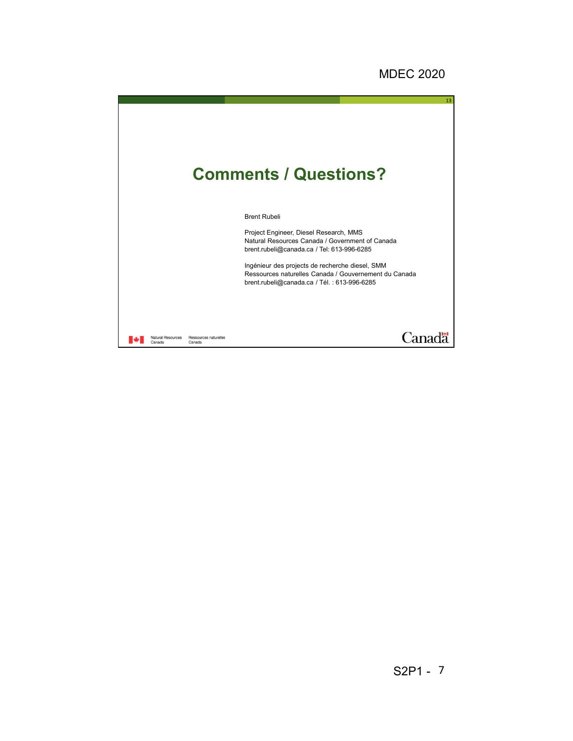# Comments / Questions?

Brent Rubeli

Project Engineer, Diesel Research, MMS
Natural Resources Canada / Government of Canada
brent.rubeli@canada.ca / Tel: 613-996-6285

Ingénieur des projects de recherche diesel, SMM
Ressources naturelles Canada / Gouvernement du Canada
brent.rubeli@canada.ca / Tél. : 613-996-6285

Natural Resources Canada   Ressources naturelles Canada

Canada